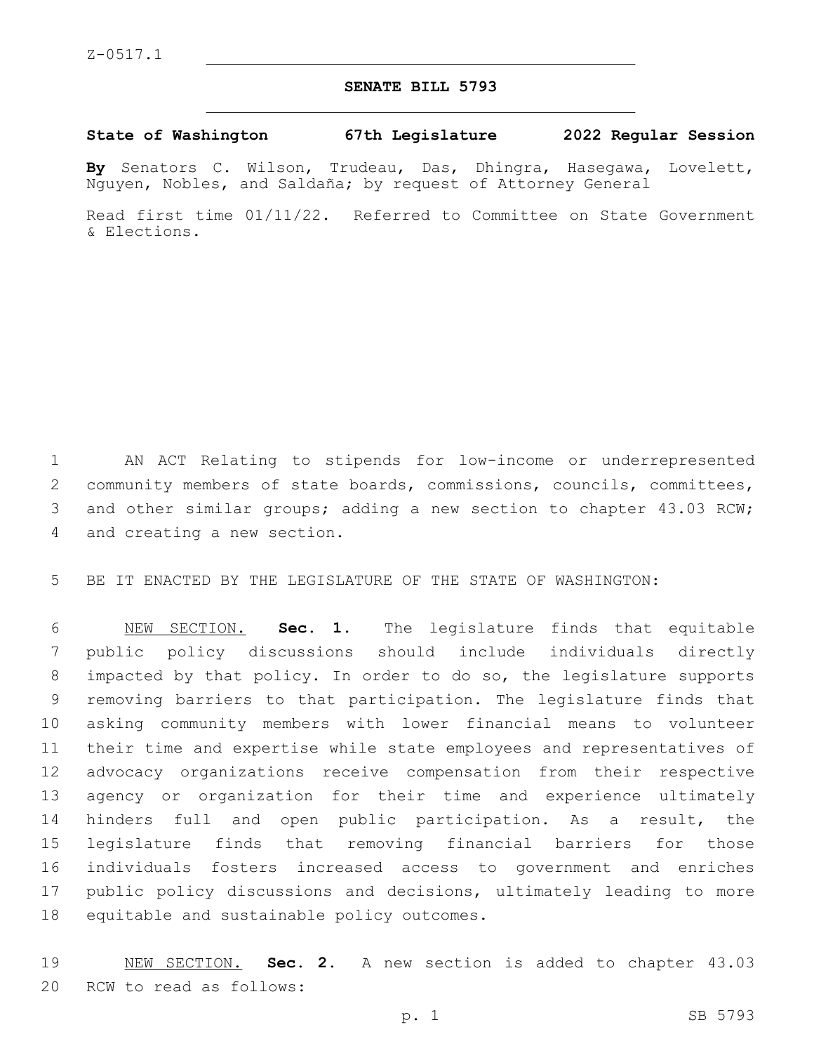Z-0517.1

# SENATE BILL 5793

**State of Washington 67th Legislature 2022 Regular Session**

**By** Senators C. Wilson, Trudeau, Das, Dhingra, Hasegawa, Lovelett, Nguyen, Nobles, and Saldaña; by request of Attorney General

Read first time 01/11/22. Referred to Committee on State Government & Elections.

AN ACT Relating to stipends for low-income or underrepresented community members of state boards, commissions, councils, committees, and other similar groups; adding a new section to chapter 43.03 RCW; and creating a new section.

BE IT ENACTED BY THE LEGISLATURE OF THE STATE OF WASHINGTON:

NEW SECTION. **Sec. 1.** The legislature finds that equitable public policy discussions should include individuals directly impacted by that policy. In order to do so, the legislature supports removing barriers to that participation. The legislature finds that asking community members with lower financial means to volunteer their time and expertise while state employees and representatives of advocacy organizations receive compensation from their respective agency or organization for their time and experience ultimately hinders full and open public participation. As a result, the legislature finds that removing financial barriers for those individuals fosters increased access to government and enriches public policy discussions and decisions, ultimately leading to more equitable and sustainable policy outcomes.

NEW SECTION. **Sec. 2.** A new section is added to chapter 43.03 RCW to read as follows: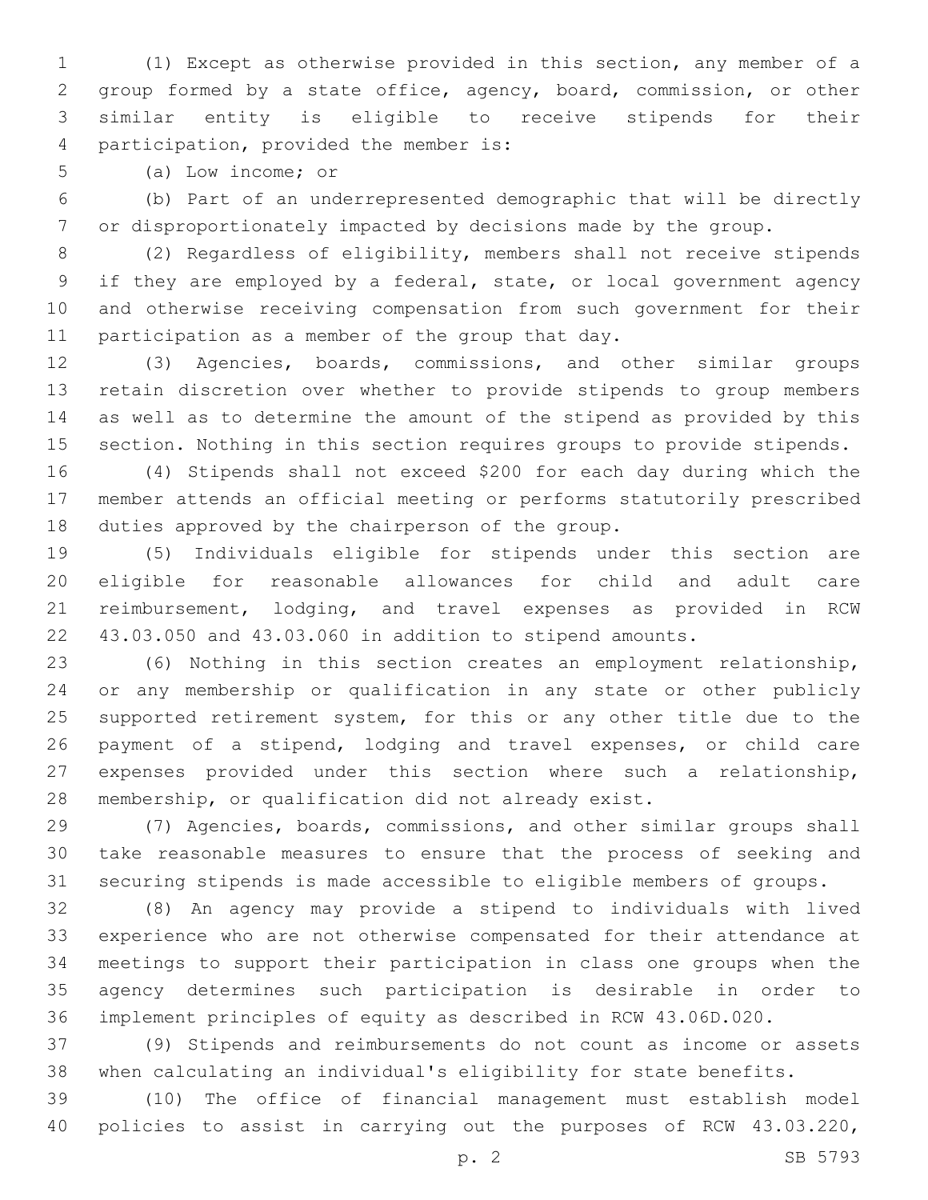(1) Except as otherwise provided in this section, any member of a group formed by a state office, agency, board, commission, or other similar entity is eligible to receive stipends for their participation, provided the member is:

(a) Low income; or

(b) Part of an underrepresented demographic that will be directly or disproportionately impacted by decisions made by the group.

(2) Regardless of eligibility, members shall not receive stipends if they are employed by a federal, state, or local government agency and otherwise receiving compensation from such government for their participation as a member of the group that day.

(3) Agencies, boards, commissions, and other similar groups retain discretion over whether to provide stipends to group members as well as to determine the amount of the stipend as provided by this section. Nothing in this section requires groups to provide stipends.

(4) Stipends shall not exceed $200 for each day during which the member attends an official meeting or performs statutorily prescribed duties approved by the chairperson of the group.

(5) Individuals eligible for stipends under this section are eligible for reasonable allowances for child and adult care reimbursement, lodging, and travel expenses as provided in RCW 43.03.050 and 43.03.060 in addition to stipend amounts.

(6) Nothing in this section creates an employment relationship, or any membership or qualification in any state or other publicly supported retirement system, for this or any other title due to the payment of a stipend, lodging and travel expenses, or child care expenses provided under this section where such a relationship, membership, or qualification did not already exist.

(7) Agencies, boards, commissions, and other similar groups shall take reasonable measures to ensure that the process of seeking and securing stipends is made accessible to eligible members of groups.

(8) An agency may provide a stipend to individuals with lived experience who are not otherwise compensated for their attendance at meetings to support their participation in class one groups when the agency determines such participation is desirable in order to implement principles of equity as described in RCW 43.06D.020.

(9) Stipends and reimbursements do not count as income or assets when calculating an individual's eligibility for state benefits.

(10) The office of financial management must establish model policies to assist in carrying out the purposes of RCW 43.03.220,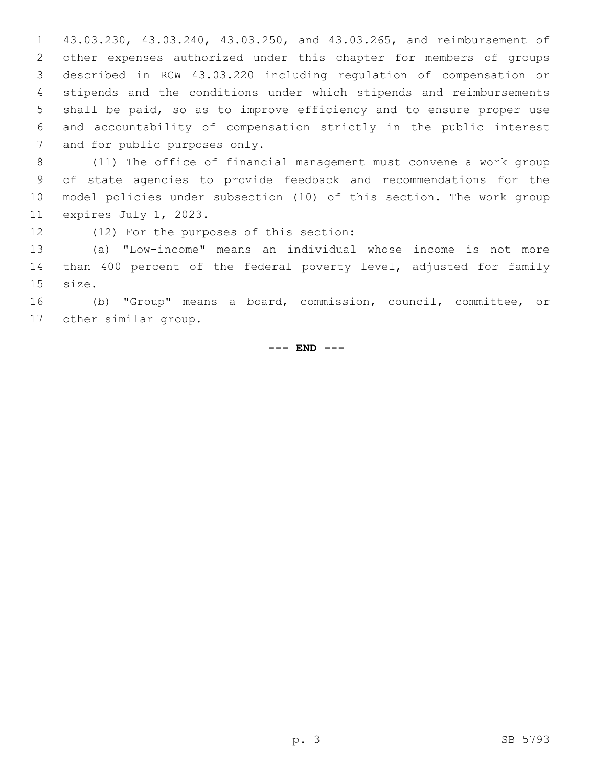43.03.230, 43.03.240, 43.03.250, and 43.03.265, and reimbursement of other expenses authorized under this chapter for members of groups described in RCW 43.03.220 including regulation of compensation or stipends and the conditions under which stipends and reimbursements shall be paid, so as to improve efficiency and to ensure proper use and accountability of compensation strictly in the public interest and for public purposes only.

(11) The office of financial management must convene a work group of state agencies to provide feedback and recommendations for the model policies under subsection (10) of this section. The work group expires July 1, 2023.

(12) For the purposes of this section:

(a) "Low-income" means an individual whose income is not more than 400 percent of the federal poverty level, adjusted for family size.

(b) "Group" means a board, commission, council, committee, or other similar group.

**--- END ---**